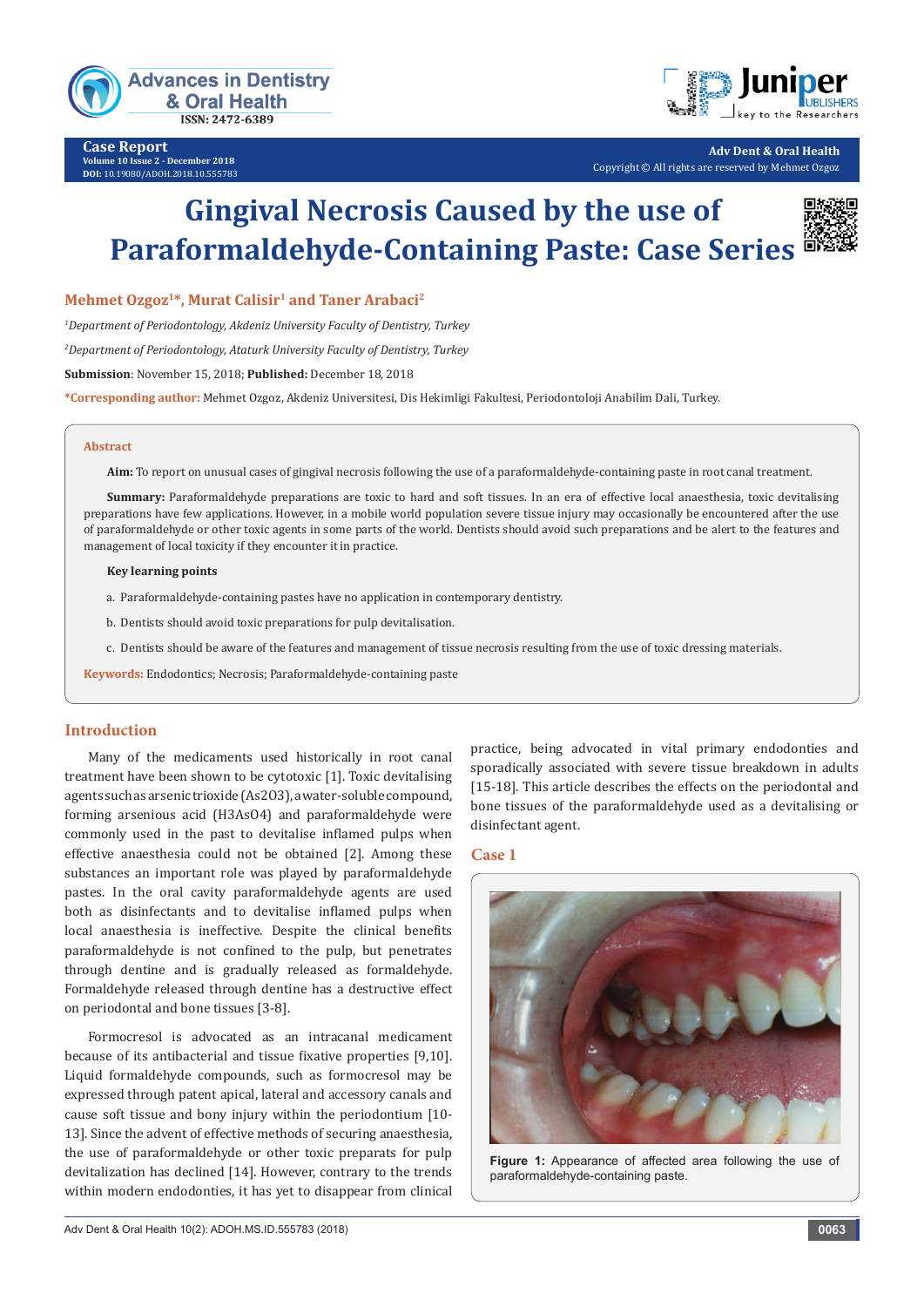# Gingival Necrosis Caused by the use of Paraformaldehyde-Containing Paste: Case Series

**Mehmet Ozgoz[1]\*, Murat Calisir[1] and Taner Arabaci[2]**

[1]*Department of Periodontology, Akdeniz University Faculty of Dentistry, Turkey*

[2]*Department of Periodontology, Ataturk University Faculty of Dentistry, Turkey*

**Submission**: November 15, 2018; **Published:** December 18, 2018

**\*Corresponding author:** Mehmet Ozgoz, Akdeniz Universitesi, Dis Hekimligi Fakultesi, Periodontoloji Anabilim Dali, Turkey.

## Abstract

**Aim:** To report on unusual cases of gingival necrosis following the use of a paraformaldehyde-containing paste in root canal treatment.

**Summary:** Paraformaldehyde preparations are toxic to hard and soft tissues. In an era of effective local anaesthesia, toxic devitalising preparations have few applications. However, in a mobile world population severe tissue injury may occasionally be encountered after the use of paraformaldehyde or other toxic agents in some parts of the world. Dentists should avoid such preparations and be alert to the features and management of local toxicity if they encounter it in practice.

**Key learning points**

a. Paraformaldehyde-containing pastes have no application in contemporary dentistry.

b. Dentists should avoid toxic preparations for pulp devitalisation.

c. Dentists should be aware of the features and management of tissue necrosis resulting from the use of toxic dressing materials.

**Keywords:** Endodontics; Necrosis; Paraformaldehyde-containing paste

## Introduction

Many of the medicaments used historically in root canal treatment have been shown to be cytotoxic [1]. Toxic devitalising agents such as arsenic trioxide ($As_2O_3$), a water-soluble compound, forming arsenious acid ($H_3AsO_4$) and paraformaldehyde were commonly used in the past to devitalise inflamed pulps when effective anaesthesia could not be obtained [2]. Among these substances an important role was played by paraformaldehyde pastes. In the oral cavity paraformaldehyde agents are used both as disinfectants and to devitalise inflamed pulps when local anaesthesia is ineffective. Despite the clinical benefits paraformaldehyde is not confined to the pulp, but penetrates through dentine and is gradually released as formaldehyde. Formaldehyde released through dentine has a destructive effect on periodontal and bone tissues [3-8].

Formocresol is advocated as an intracanal medicament because of its antibacterial and tissue fixative properties [9,10]. Liquid formaldehyde compounds, such as formocresol may be expressed through patent apical, lateral and accessory canals and cause soft tissue and bony injury within the periodontium [10-13]. Since the advent of effective methods of securing anaesthesia, the use of paraformaldehyde or other toxic preparats for pulp devitalization has declined [14]. However, contrary to the trends within modern endodonties, it has yet to disappear from clinical practice, being advocated in vital primary endodonties and sporadically associated with severe tissue breakdown in adults [15-18]. This article describes the effects on the periodontal and bone tissues of the paraformaldehyde used as a devitalising or disinfectant agent.

## Case 1

**Figure 1:** Appearance of affected area following the use of paraformaldehyde-containing paste.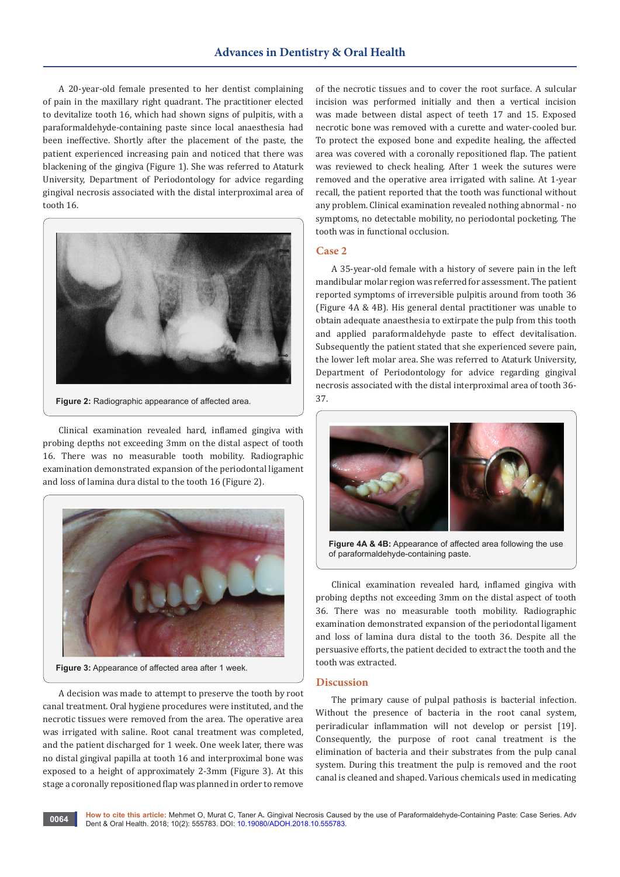A 20-year-old female presented to her dentist complaining of pain in the maxillary right quadrant. The practitioner elected to devitalize tooth 16, which had shown signs of pulpitis, with a paraformaldehyde-containing paste since local anaesthesia had been ineffective. Shortly after the placement of the paste, the patient experienced increasing pain and noticed that there was blackening of the gingiva (Figure 1). She was referred to Ataturk University, Department of Periodontology for advice regarding gingival necrosis associated with the distal interproximal area of tooth 16.

**Figure 2:** Radiographic appearance of affected area.

Clinical examination revealed hard, inflamed gingiva with probing depths not exceeding 3mm on the distal aspect of tooth 16. There was no measurable tooth mobility. Radiographic examination demonstrated expansion of the periodontal ligament and loss of lamina dura distal to the tooth 16 (Figure 2).

**Figure 3:** Appearance of affected area after 1 week.

A decision was made to attempt to preserve the tooth by root canal treatment. Oral hygiene procedures were instituted, and the necrotic tissues were removed from the area. The operative area was irrigated with saline. Root canal treatment was completed, and the patient discharged for 1 week. One week later, there was no distal gingival papilla at tooth 16 and interproximal bone was exposed to a height of approximately 2-3mm (Figure 3). At this stage a coronally repositioned flap was planned in order to remove of the necrotic tissues and to cover the root surface. A sulcular incision was performed initially and then a vertical incision was made between distal aspect of teeth 17 and 15. Exposed necrotic bone was removed with a curette and water-cooled bur. To protect the exposed bone and expedite healing, the affected area was covered with a coronally repositioned flap. The patient was reviewed to check healing. After 1 week the sutures were removed and the operative area irrigated with saline. At 1-year recall, the patient reported that the tooth was functional without any problem. Clinical examination revealed nothing abnormal - no symptoms, no detectable mobility, no periodontal pocketing. The tooth was in functional occlusion.

## Case 2

A 35-year-old female with a history of severe pain in the left mandibular molar region was referred for assessment. The patient reported symptoms of irreversible pulpitis around from tooth 36 (Figure 4A & 4B). His general dental practitioner was unable to obtain adequate anaesthesia to extirpate the pulp from this tooth and applied paraformaldehyde paste to effect devitalisation. Subsequently the patient stated that she experienced severe pain, the lower left molar area. She was referred to Ataturk University, Department of Periodontology for advice regarding gingival necrosis associated with the distal interproximal area of tooth 36-37.

**Figure 4A & 4B:** Appearance of affected area following the use of paraformaldehyde-containing paste.

Clinical examination revealed hard, inflamed gingiva with probing depths not exceeding 3mm on the distal aspect of tooth 36. There was no measurable tooth mobility. Radiographic examination demonstrated expansion of the periodontal ligament and loss of lamina dura distal to the tooth 36. Despite all the persuasive efforts, the patient decided to extract the tooth and the tooth was extracted.

## Discussion

The primary cause of pulpal pathosis is bacterial infection. Without the presence of bacteria in the root canal system, periradicular inflammation will not develop or persist [19]. Consequently, the purpose of root canal treatment is the elimination of bacteria and their substrates from the pulp canal system. During this treatment the pulp is removed and the root canal is cleaned and shaped. Various chemicals used in medicating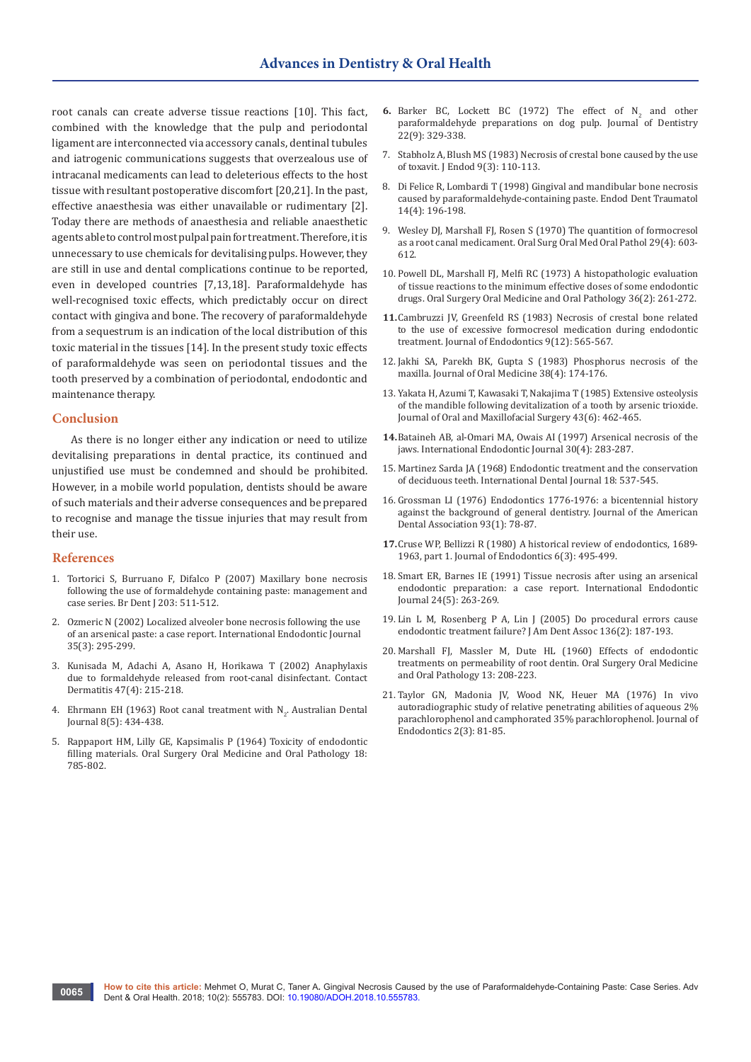root canals can create adverse tissue reactions [10]. This fact, combined with the knowledge that the pulp and periodontal ligament are interconnected via accessory canals, dentinal tubules and iatrogenic communications suggests that overzealous use of intracanal medicaments can lead to deleterious effects to the host tissue with resultant postoperative discomfort [20,21]. In the past, effective anaesthesia was either unavailable or rudimentary [2]. Today there are methods of anaesthesia and reliable anaesthetic agents able to control most pulpal pain for treatment. Therefore, it is unnecessary to use chemicals for devitalising pulps. However, they are still in use and dental complications continue to be reported, even in developed countries [7,13,18]. Paraformaldehyde has well-recognised toxic effects, which predictably occur on direct contact with gingiva and bone. The recovery of paraformaldehyde from a sequestrum is an indication of the local distribution of this toxic material in the tissues [14]. In the present study toxic effects of paraformaldehyde was seen on periodontal tissues and the tooth preserved by a combination of periodontal, endodontic and maintenance therapy.

## Conclusion

As there is no longer either any indication or need to utilize devitalising preparations in dental practice, its continued and unjustified use must be condemned and should be prohibited. However, in a mobile world population, dentists should be aware of such materials and their adverse consequences and be prepared to recognise and manage the tissue injuries that may result from their use.

## References

1. Tortorici S, Burruano F, Difalco P (2007) Maxillary bone necrosis following the use of formaldehyde containing paste: management and case series. Br Dent J 203: 511-512.
2. Ozmeric N (2002) Localized alveoler bone necrosis following the use of an arsenical paste: a case report. International Endodontic Journal 35(3): 295-299.
3. Kunisada M, Adachi A, Asano H, Horikawa T (2002) Anaphylaxis due to formaldehyde released from root-canal disinfectant. Contact Dermatitis 47(4): 215-218.
4. Ehrmann EH (1963) Root canal treatment with $N_2$. Australian Dental Journal 8(5): 434-438.
5. Rappaport HM, Lilly GE, Kapsimalis P (1964) Toxicity of endodontic filling materials. Oral Surgery Oral Medicine and Oral Pathology 18: 785-802.
6. Barker BC, Lockett BC (1972) The effect of $N_2$ and other paraformaldehyde preparations on dog pulp. Journal of Dentistry 22(9): 329-338.
7. Stabholz A, Blush MS (1983) Necrosis of crestal bone caused by the use of toxavit. J Endod 9(3): 110-113.
8. Di Felice R, Lombardi T (1998) Gingival and mandibular bone necrosis caused by paraformaldehyde-containing paste. Endod Dent Traumatol 14(4): 196-198.
9. Wesley DJ, Marshall FJ, Rosen S (1970) The quantition of formocresol as a root canal medicament. Oral Surg Oral Med Oral Pathol 29(4): 603-612.
10. Powell DL, Marshall FJ, Melfi RC (1973) A histopathologic evaluation of tissue reactions to the minimum effective doses of some endodontic drugs. Oral Surgery Oral Medicine and Oral Pathology 36(2): 261-272.
11. Cambruzzi JV, Greenfeld RS (1983) Necrosis of crestal bone related to the use of excessive formocresol medication during endodontic treatment. Journal of Endodontics 9(12): 565-567.
12. Jakhi SA, Parekh BK, Gupta S (1983) Phosphorus necrosis of the maxilla. Journal of Oral Medicine 38(4): 174-176.
13. Yakata H, Azumi T, Kawasaki T, Nakajima T (1985) Extensive osteolysis of the mandible following devitalization of a tooth by arsenic trioxide. Journal of Oral and Maxillofacial Surgery 43(6): 462-465.
14. Bataineh AB, al-Omari MA, Owais AI (1997) Arsenical necrosis of the jaws. International Endodontic Journal 30(4): 283-287.
15. Martinez Sarda JA (1968) Endodontic treatment and the conservation of deciduous teeth. International Dental Journal 18: 537-545.
16. Grossman LI (1976) Endodontics 1776-1976: a bicentennial history against the background of general dentistry. Journal of the American Dental Association 93(1): 78-87.
17. Cruse WP, Bellizzi R (1980) A historical review of endodontics, 1689-1963, part 1. Journal of Endodontics 6(3): 495-499.
18. Smart ER, Barnes IE (1991) Tissue necrosis after using an arsenical endodontic preparation: a case report. International Endodontic Journal 24(5): 263-269.
19. Lin L M, Rosenberg P A, Lin J (2005) Do procedural errors cause endodontic treatment failure? J Am Dent Assoc 136(2): 187-193.
20. Marshall FJ, Massler M, Dute HL (1960) Effects of endodontic treatments on permeability of root dentin. Oral Surgery Oral Medicine and Oral Pathology 13: 208-223.
21. Taylor GN, Madonia JV, Wood NK, Heuer MA (1976) In vivo autoradiographic study of relative penetrating abilities of aqueous 2% parachlorophenol and camphorated 35% parachlorophenol. Journal of Endodontics 2(3): 81-85.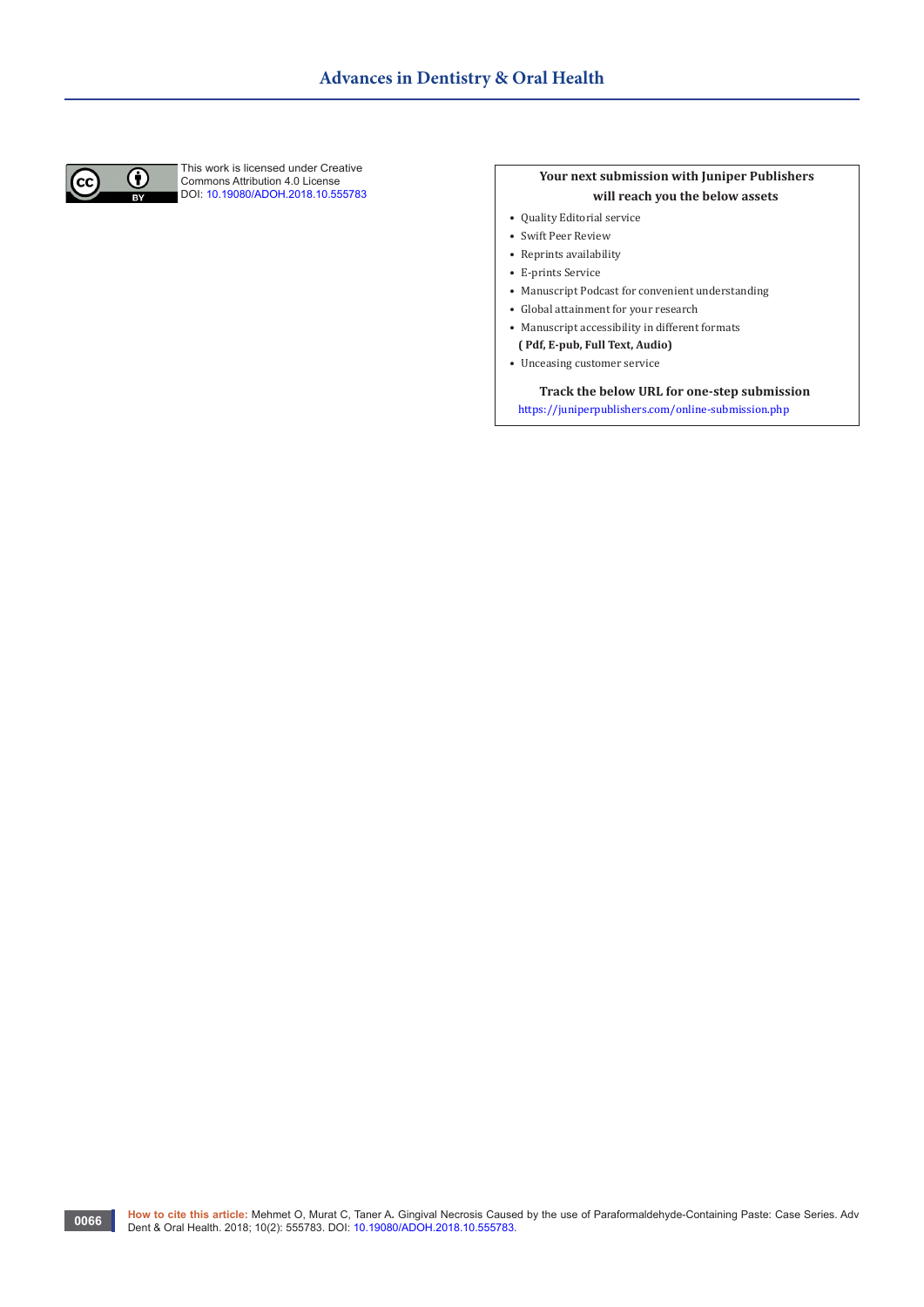This work is licensed under Creative Commons Attribution 4.0 License
DOI: 10.19080/ADOH.2018.10.555783

**Your next submission with Juniper Publishers will reach you the below assets**

- Quality Editorial service
- Swift Peer Review
- Reprints availability
- E-prints Service
- Manuscript Podcast for convenient understanding
- Global attainment for your research
- Manuscript accessibility in different formats
  **( Pdf, E-pub, Full Text, Audio)**
- Unceasing customer service

**Track the below URL for one-step submission**
https://juniperpublishers.com/online-submission.php

**How to cite this article:** Mehmet O, Murat C, Taner A. Gingival Necrosis Caused by the use of Paraformaldehyde-Containing Paste: Case Series. Adv Dent & Oral Health. 2018; 10(2): 555783. DOI: 10.19080/ADOH.2018.10.555783.